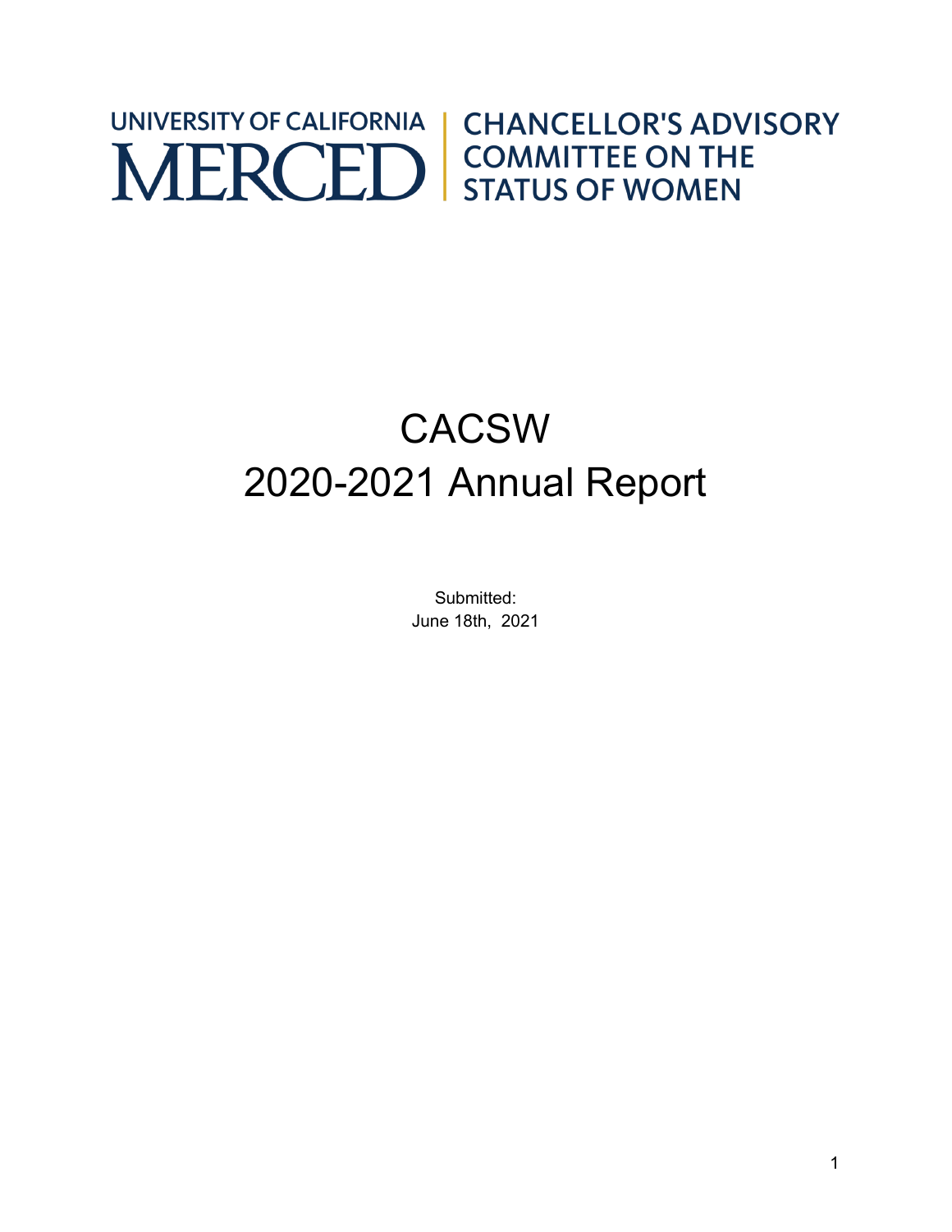UNIVERSITY OF CALIFORNIA MERCED | CHANCELLOR'S ADVISORY COMMITTEE ON THE STATUS OF WOMEN

# CACSW
# 2020-2021 Annual Report

Submitted:
June 18th, 2021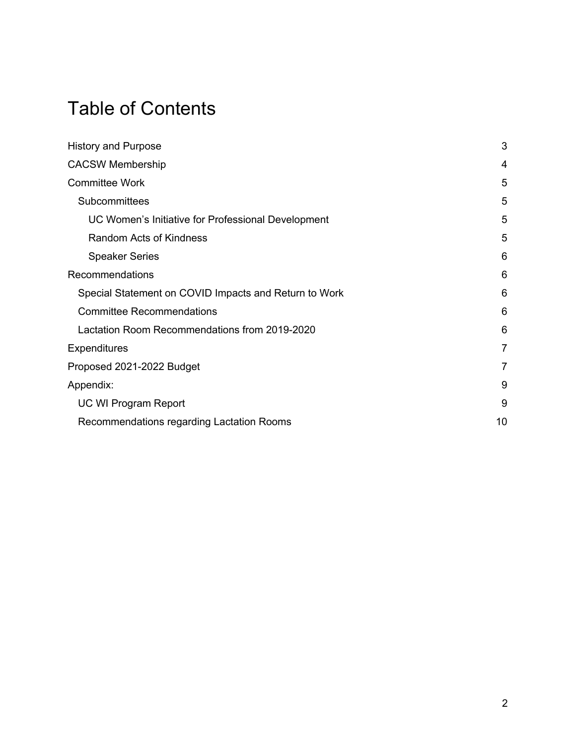# Table of Contents

| | |
|---|---|
| History and Purpose | 3 |
| CACSW Membership | 4 |
| Committee Work | 5 |
| Subcommittees | 5 |
| UC Women's Initiative for Professional Development | 5 |
| Random Acts of Kindness | 5 |
| Speaker Series | 6 |
| Recommendations | 6 |
| Special Statement on COVID Impacts and Return to Work | 6 |
| Committee Recommendations | 6 |
| Lactation Room Recommendations from 2019-2020 | 6 |
| Expenditures | 7 |
| Proposed 2021-2022 Budget | 7 |
| Appendix: | 9 |
| UC WI Program Report | 9 |
| Recommendations regarding Lactation Rooms | 10 |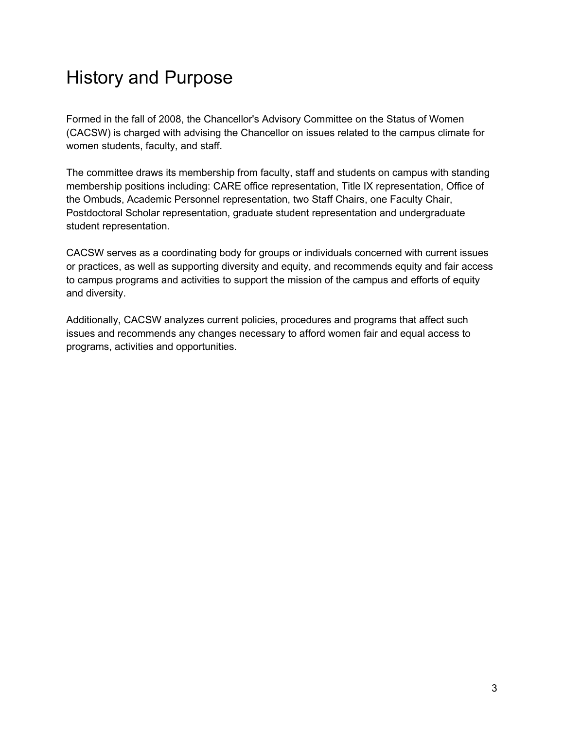# History and Purpose

Formed in the fall of 2008, the Chancellor's Advisory Committee on the Status of Women (CACSW) is charged with advising the Chancellor on issues related to the campus climate for women students, faculty, and staff.

The committee draws its membership from faculty, staff and students on campus with standing membership positions including: CARE office representation, Title IX representation, Office of the Ombuds, Academic Personnel representation, two Staff Chairs, one Faculty Chair, Postdoctoral Scholar representation, graduate student representation and undergraduate student representation.

CACSW serves as a coordinating body for groups or individuals concerned with current issues or practices, as well as supporting diversity and equity, and recommends equity and fair access to campus programs and activities to support the mission of the campus and efforts of equity and diversity.

Additionally, CACSW analyzes current policies, procedures and programs that affect such issues and recommends any changes necessary to afford women fair and equal access to programs, activities and opportunities.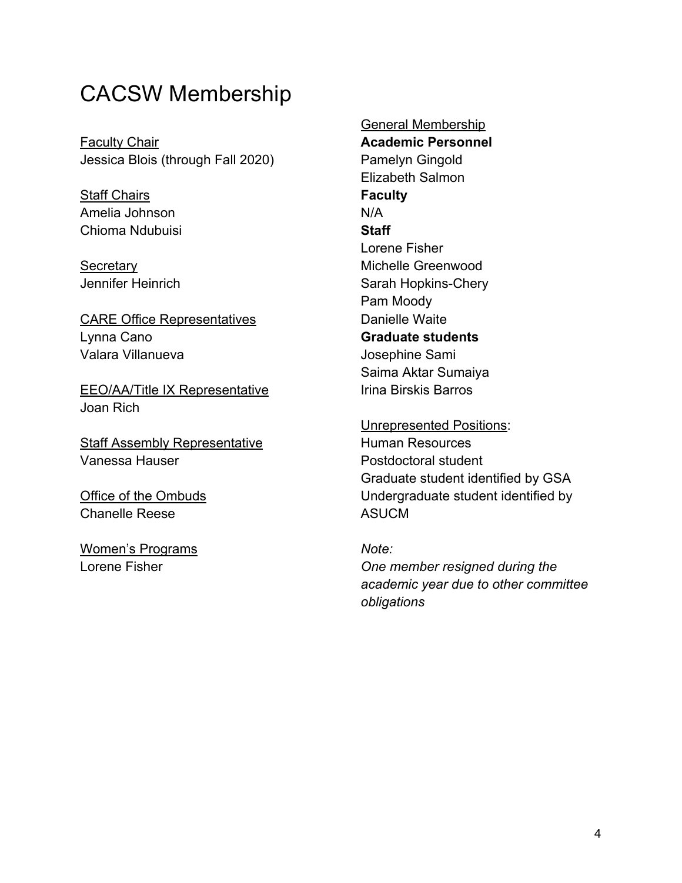# CACSW Membership

Faculty Chair
Jessica Blois (through Fall 2020)

Staff Chairs
Amelia Johnson
Chioma Ndubuisi

Secretary
Jennifer Heinrich

CARE Office Representatives
Lynna Cano
Valara Villanueva

EEO/AA/Title IX Representative
Joan Rich

Staff Assembly Representative
Vanessa Hauser

Office of the Ombuds
Chanelle Reese

Women's Programs
Lorene Fisher

General Membership

**Academic Personnel**
Pamelyn Gingold
Elizabeth Salmon

**Faculty**
N/A

**Staff**
Lorene Fisher
Michelle Greenwood
Sarah Hopkins-Chery
Pam Moody
Danielle Waite

**Graduate students**
Josephine Sami
Saima Aktar Sumaiya
Irina Birskis Barros

Unrepresented Positions:
Human Resources
Postdoctoral student
Graduate student identified by GSA
Undergraduate student identified by ASUCM

*Note:*
*One member resigned during the academic year due to other committee obligations*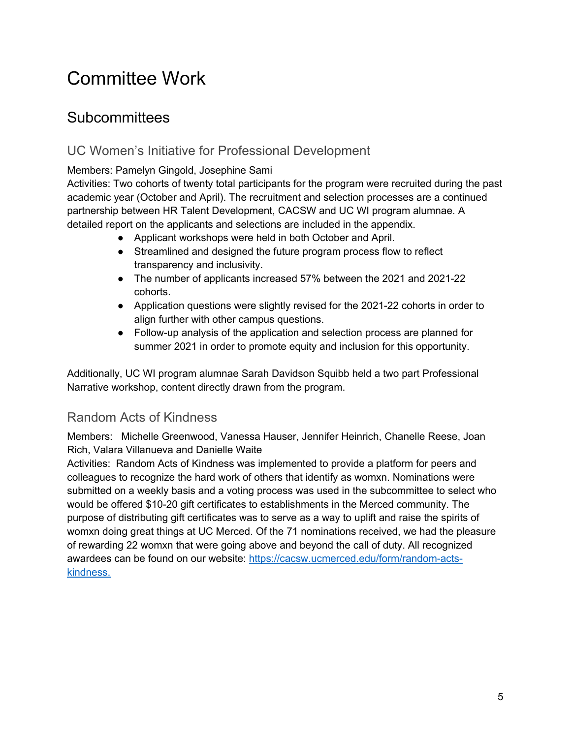# Committee Work

## Subcommittees

### UC Women's Initiative for Professional Development

Members: Pamelyn Gingold, Josephine Sami

Activities: Two cohorts of twenty total participants for the program were recruited during the past academic year (October and April). The recruitment and selection processes are a continued partnership between HR Talent Development, CACSW and UC WI program alumnae. A detailed report on the applicants and selections are included in the appendix.

- Applicant workshops were held in both October and April.
- Streamlined and designed the future program process flow to reflect transparency and inclusivity.
- The number of applicants increased 57% between the 2021 and 2021-22 cohorts.
- Application questions were slightly revised for the 2021-22 cohorts in order to align further with other campus questions.
- Follow-up analysis of the application and selection process are planned for summer 2021 in order to promote equity and inclusion for this opportunity.

Additionally, UC WI program alumnae Sarah Davidson Squibb held a two part Professional Narrative workshop, content directly drawn from the program.

### Random Acts of Kindness

Members: Michelle Greenwood, Vanessa Hauser, Jennifer Heinrich, Chanelle Reese, Joan Rich, Valara Villanueva and Danielle Waite

Activities: Random Acts of Kindness was implemented to provide a platform for peers and colleagues to recognize the hard work of others that identify as womxn. Nominations were submitted on a weekly basis and a voting process was used in the subcommittee to select who would be offered $10-20 gift certificates to establishments in the Merced community. The purpose of distributing gift certificates was to serve as a way to uplift and raise the spirits of womxn doing great things at UC Merced. Of the 71 nominations received, we had the pleasure of rewarding 22 womxn that were going above and beyond the call of duty. All recognized awardees can be found on our website: [https://cacsw.ucmerced.edu/form/random-acts-kindness.](https://cacsw.ucmerced.edu/form/random-acts-kindness)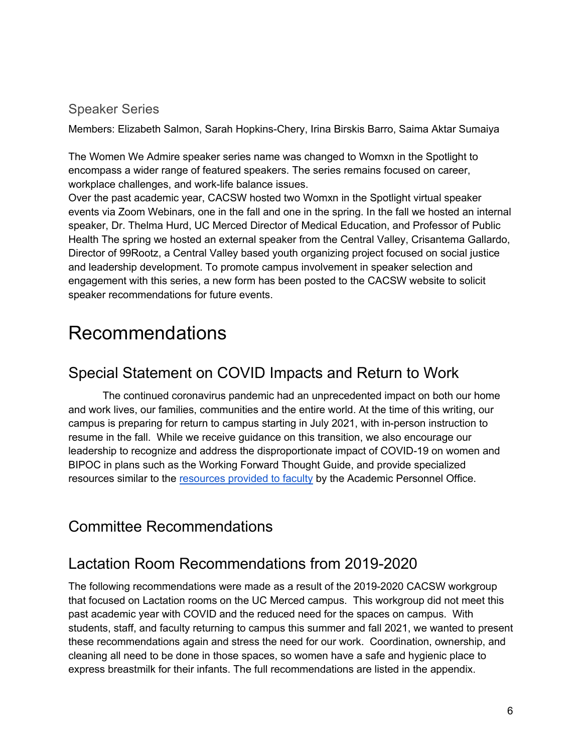### Speaker Series

Members: Elizabeth Salmon, Sarah Hopkins-Chery, Irina Birskis Barro, Saima Aktar Sumaiya

The Women We Admire speaker series name was changed to Womxn in the Spotlight to encompass a wider range of featured speakers. The series remains focused on career, workplace challenges, and work-life balance issues.
Over the past academic year, CACSW hosted two Womxn in the Spotlight virtual speaker events via Zoom Webinars, one in the fall and one in the spring. In the fall we hosted an internal speaker, Dr. Thelma Hurd, UC Merced Director of Medical Education, and Professor of Public Health The spring we hosted an external speaker from the Central Valley, Crisantema Gallardo, Director of 99Rootz, a Central Valley based youth organizing project focused on social justice and leadership development. To promote campus involvement in speaker selection and engagement with this series, a new form has been posted to the CACSW website to solicit speaker recommendations for future events.

# Recommendations

## Special Statement on COVID Impacts and Return to Work

The continued coronavirus pandemic had an unprecedented impact on both our home and work lives, our families, communities and the entire world. At the time of this writing, our campus is preparing for return to campus starting in July 2021, with in-person instruction to resume in the fall. While we receive guidance on this transition, we also encourage our leadership to recognize and address the disproportionate impact of COVID-19 on women and BIPOC in plans such as the Working Forward Thought Guide, and provide specialized resources similar to the resources provided to faculty by the Academic Personnel Office.

## Committee Recommendations

## Lactation Room Recommendations from 2019-2020

The following recommendations were made as a result of the 2019-2020 CACSW workgroup that focused on Lactation rooms on the UC Merced campus. This workgroup did not meet this past academic year with COVID and the reduced need for the spaces on campus. With students, staff, and faculty returning to campus this summer and fall 2021, we wanted to present these recommendations again and stress the need for our work. Coordination, ownership, and cleaning all need to be done in those spaces, so women have a safe and hygienic place to express breastmilk for their infants. The full recommendations are listed in the appendix.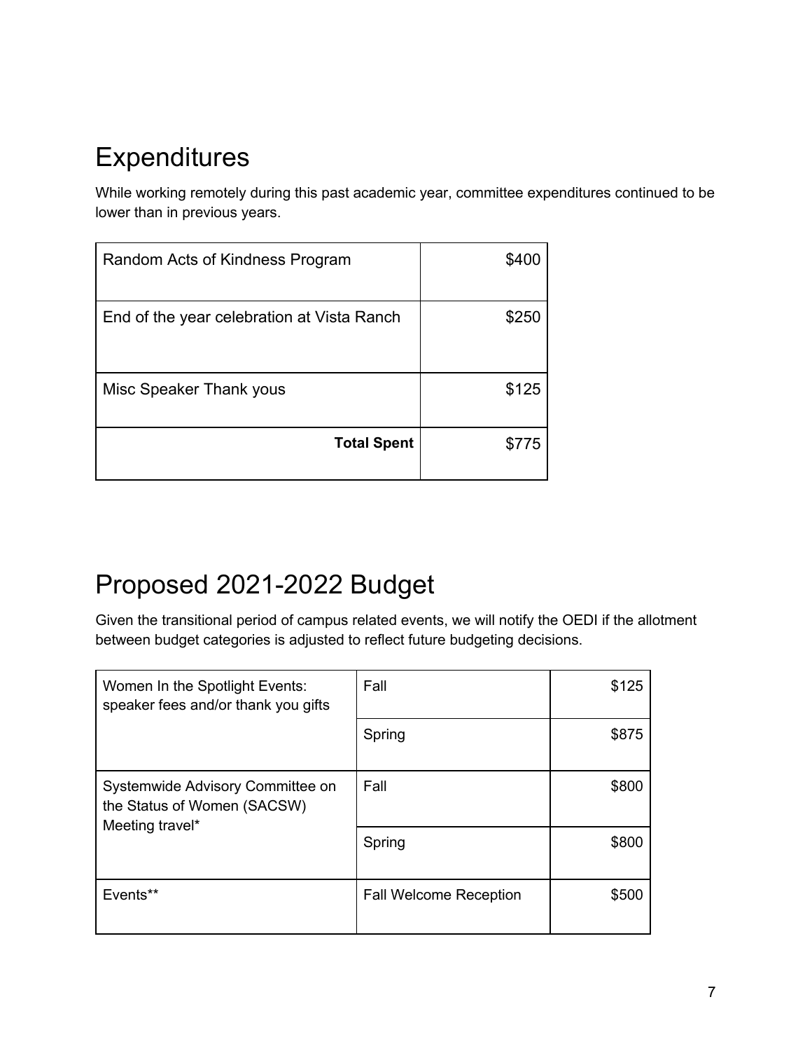## Expenditures

While working remotely during this past academic year, committee expenditures continued to be lower than in previous years.

| | |
|---|---|
| Random Acts of Kindness Program | $400 |
| End of the year celebration at Vista Ranch | $250 |
| Misc Speaker Thank yous | $125 |
| **Total Spent** | $775 |

## Proposed 2021-2022 Budget

Given the transitional period of campus related events, we will notify the OEDI if the allotment between budget categories is adjusted to reflect future budgeting decisions.

| | | |
|---|---|---|
| Women In the Spotlight Events: speaker fees and/or thank you gifts | Fall | $125 |
| | Spring | $875 |
| Systemwide Advisory Committee on the Status of Women (SACSW) Meeting travel* | Fall | $800 |
| | Spring | $800 |
| Events** | Fall Welcome Reception | $500 |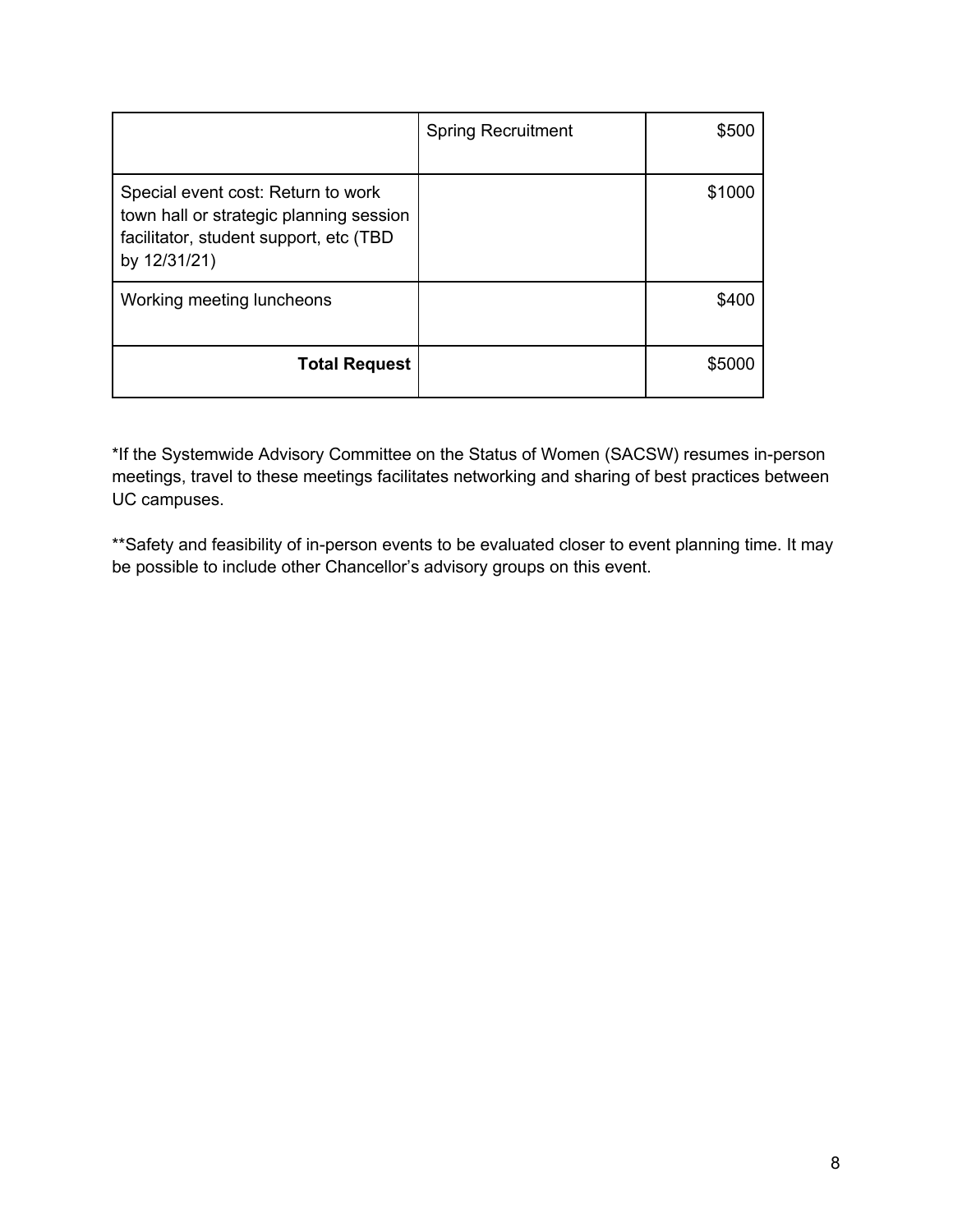| | | |
|---|---|---|
| | Spring Recruitment | $500 |
| Special event cost: Return to work town hall or strategic planning session facilitator, student support, etc (TBD by 12/31/21) | | $1000 |
| Working meeting luncheons | | $400 |
| **Total Request** | | $5000 |

*If the Systemwide Advisory Committee on the Status of Women (SACSW) resumes in-person meetings, travel to these meetings facilitates networking and sharing of best practices between UC campuses.

**Safety and feasibility of in-person events to be evaluated closer to event planning time. It may be possible to include other Chancellor's advisory groups on this event.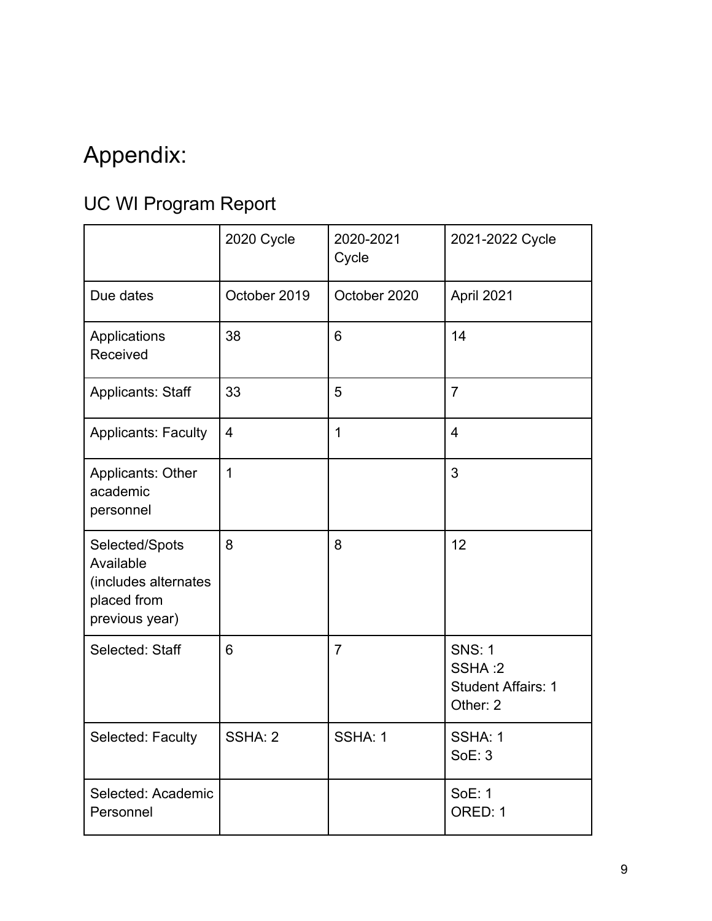# Appendix:

## UC WI Program Report

| | 2020 Cycle | 2020-2021 Cycle | 2021-2022 Cycle |
|---|---|---|---|
| Due dates | October 2019 | October 2020 | April 2021 |
| Applications Received | 38 | 6 | 14 |
| Applicants: Staff | 33 | 5 | 7 |
| Applicants: Faculty | 4 | 1 | 4 |
| Applicants: Other academic personnel | 1 | | 3 |
| Selected/Spots Available (includes alternates placed from previous year) | 8 | 8 | 12 |
| Selected: Staff | 6 | 7 | SNS: 1<br>SSHA :2<br>Student Affairs: 1<br>Other: 2 |
| Selected: Faculty | SSHA: 2 | SSHA: 1 | SSHA: 1<br>SoE: 3 |
| Selected: Academic Personnel | | | SoE: 1<br>ORED: 1 |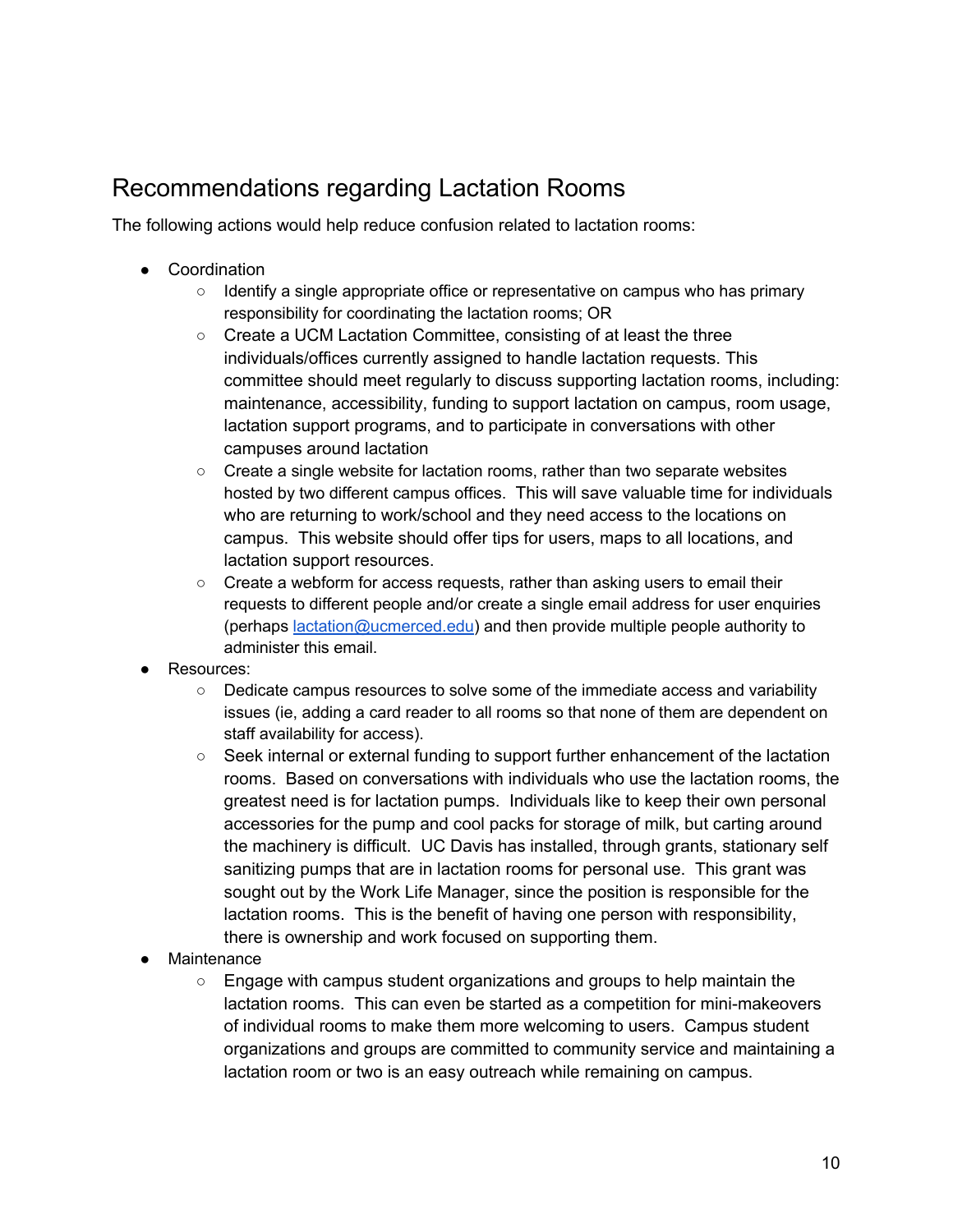## Recommendations regarding Lactation Rooms

The following actions would help reduce confusion related to lactation rooms:

- Coordination
  - Identify a single appropriate office or representative on campus who has primary responsibility for coordinating the lactation rooms; OR
  - Create a UCM Lactation Committee, consisting of at least the three individuals/offices currently assigned to handle lactation requests. This committee should meet regularly to discuss supporting lactation rooms, including: maintenance, accessibility, funding to support lactation on campus, room usage, lactation support programs, and to participate in conversations with other campuses around lactation
  - Create a single website for lactation rooms, rather than two separate websites hosted by two different campus offices. This will save valuable time for individuals who are returning to work/school and they need access to the locations on campus. This website should offer tips for users, maps to all locations, and lactation support resources.
  - Create a webform for access requests, rather than asking users to email their requests to different people and/or create a single email address for user enquiries (perhaps lactation@ucmerced.edu) and then provide multiple people authority to administer this email.
- Resources:
  - Dedicate campus resources to solve some of the immediate access and variability issues (ie, adding a card reader to all rooms so that none of them are dependent on staff availability for access).
  - Seek internal or external funding to support further enhancement of the lactation rooms. Based on conversations with individuals who use the lactation rooms, the greatest need is for lactation pumps. Individuals like to keep their own personal accessories for the pump and cool packs for storage of milk, but carting around the machinery is difficult. UC Davis has installed, through grants, stationary self sanitizing pumps that are in lactation rooms for personal use. This grant was sought out by the Work Life Manager, since the position is responsible for the lactation rooms. This is the benefit of having one person with responsibility, there is ownership and work focused on supporting them.
- Maintenance
  - Engage with campus student organizations and groups to help maintain the lactation rooms. This can even be started as a competition for mini-makeovers of individual rooms to make them more welcoming to users. Campus student organizations and groups are committed to community service and maintaining a lactation room or two is an easy outreach while remaining on campus.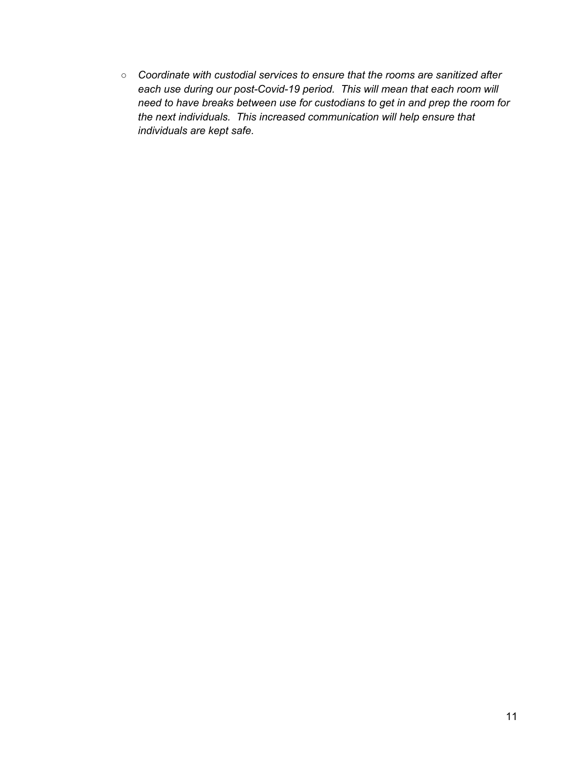- *Coordinate with custodial services to ensure that the rooms are sanitized after each use during our post-Covid-19 period. This will mean that each room will need to have breaks between use for custodians to get in and prep the room for the next individuals. This increased communication will help ensure that individuals are kept safe.*